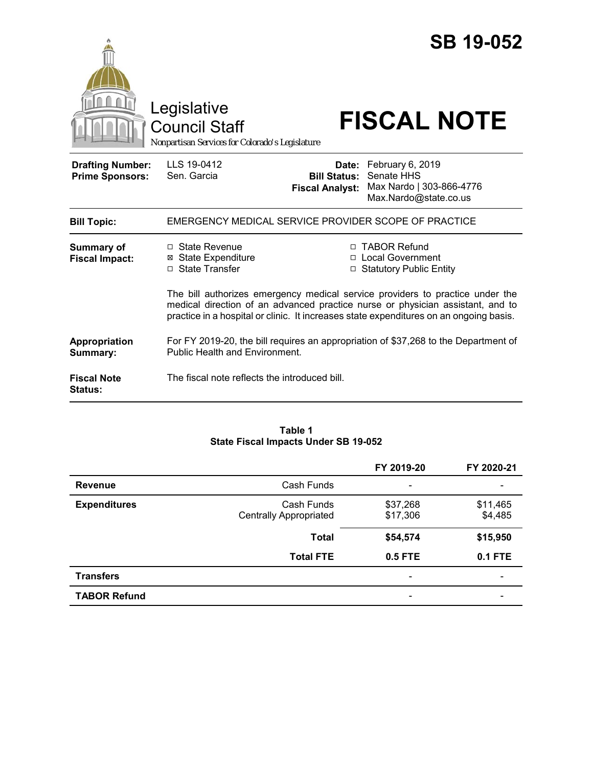# SB 19-052

Legislative Council Staff

*Nonpartisan Services for Colorado's Legislature*

# FISCAL NOTE

| | | | |
|---|---|---|---|
| **Drafting Number:** | LLS 19-0412 | **Date:** | February 6, 2019 |
| **Prime Sponsors:** | Sen. Garcia | **Bill Status:** | Senate HHS |
| | | **Fiscal Analyst:** | Max Nardo \| 303-866-4776 Max.Nardo@state.co.us |

**Bill Topic:** EMERGENCY MEDICAL SERVICE PROVIDER SCOPE OF PRACTICE

**Summary of Fiscal Impact:**

- ☐ State Revenue
- ☒ State Expenditure
- ☐ State Transfer
- ☐ TABOR Refund
- ☐ Local Government
- ☐ Statutory Public Entity

The bill authorizes emergency medical service providers to practice under the medical direction of an advanced practice nurse or physician assistant, and to practice in a hospital or clinic. It increases state expenditures on an ongoing basis.

**Appropriation Summary:** For FY 2019-20, the bill requires an appropriation of $37,268 to the Department of Public Health and Environment.

**Fiscal Note Status:** The fiscal note reflects the introduced bill.

**Table 1**
**State Fiscal Impacts Under SB 19-052**

| | | FY 2019-20 | FY 2020-21 |
|---|---|---|---|
| **Revenue** | Cash Funds | - | - |
| **Expenditures** | Cash Funds | $37,268 | $11,465 |
| | Centrally Appropriated | $17,306 | $4,485 |
| | **Total** | **$54,574** | **$15,950** |
| | **Total FTE** | **0.5 FTE** | **0.1 FTE** |
| **Transfers** | | - | - |
| **TABOR Refund** | | - | - |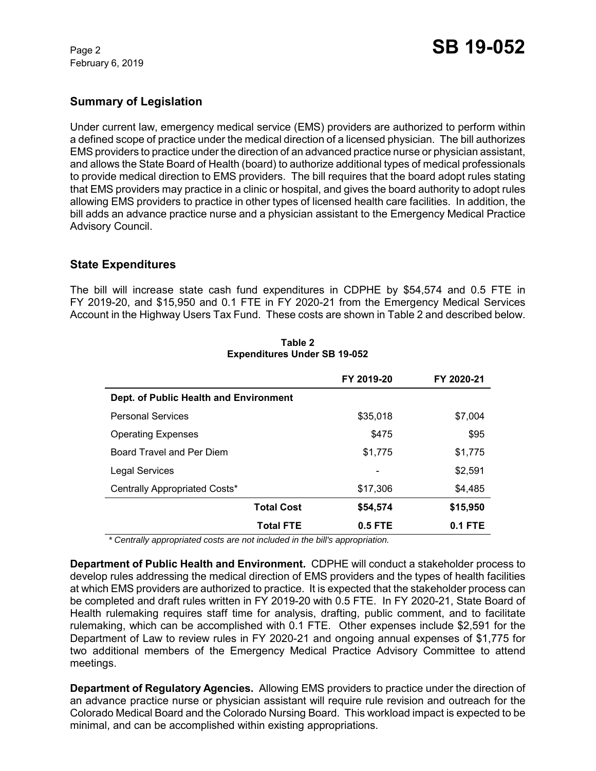## Summary of Legislation

Under current law, emergency medical service (EMS) providers are authorized to perform within a defined scope of practice under the medical direction of a licensed physician. The bill authorizes EMS providers to practice under the direction of an advanced practice nurse or physician assistant, and allows the State Board of Health (board) to authorize additional types of medical professionals to provide medical direction to EMS providers. The bill requires that the board adopt rules stating that EMS providers may practice in a clinic or hospital, and gives the board authority to adopt rules allowing EMS providers to practice in other types of licensed health care facilities. In addition, the bill adds an advance practice nurse and a physician assistant to the Emergency Medical Practice Advisory Council.

## State Expenditures

The bill will increase state cash fund expenditures in CDPHE by $54,574 and 0.5 FTE in FY 2019-20, and $15,950 and 0.1 FTE in FY 2020-21 from the Emergency Medical Services Account in the Highway Users Tax Fund. These costs are shown in Table 2 and described below.

**Table 2**
**Expenditures Under SB 19-052**

| | FY 2019-20 | FY 2020-21 |
|---|---|---|
| **Dept. of Public Health and Environment** | | |
| Personal Services | $35,018 | $7,004 |
| Operating Expenses | $475 | $95 |
| Board Travel and Per Diem | $1,775 | $1,775 |
| Legal Services | - | $2,591 |
| Centrally Appropriated Costs* | $17,306 | $4,485 |
| **Total Cost** | **$54,574** | **$15,950** |
| **Total FTE** | **0.5 FTE** | **0.1 FTE** |

*\* Centrally appropriated costs are not included in the bill's appropriation.*

**Department of Public Health and Environment.** CDPHE will conduct a stakeholder process to develop rules addressing the medical direction of EMS providers and the types of health facilities at which EMS providers are authorized to practice. It is expected that the stakeholder process can be completed and draft rules written in FY 2019-20 with 0.5 FTE. In FY 2020-21, State Board of Health rulemaking requires staff time for analysis, drafting, public comment, and to facilitate rulemaking, which can be accomplished with 0.1 FTE. Other expenses include $2,591 for the Department of Law to review rules in FY 2020-21 and ongoing annual expenses of $1,775 for two additional members of the Emergency Medical Practice Advisory Committee to attend meetings.

**Department of Regulatory Agencies.** Allowing EMS providers to practice under the direction of an advance practice nurse or physician assistant will require rule revision and outreach for the Colorado Medical Board and the Colorado Nursing Board. This workload impact is expected to be minimal, and can be accomplished within existing appropriations.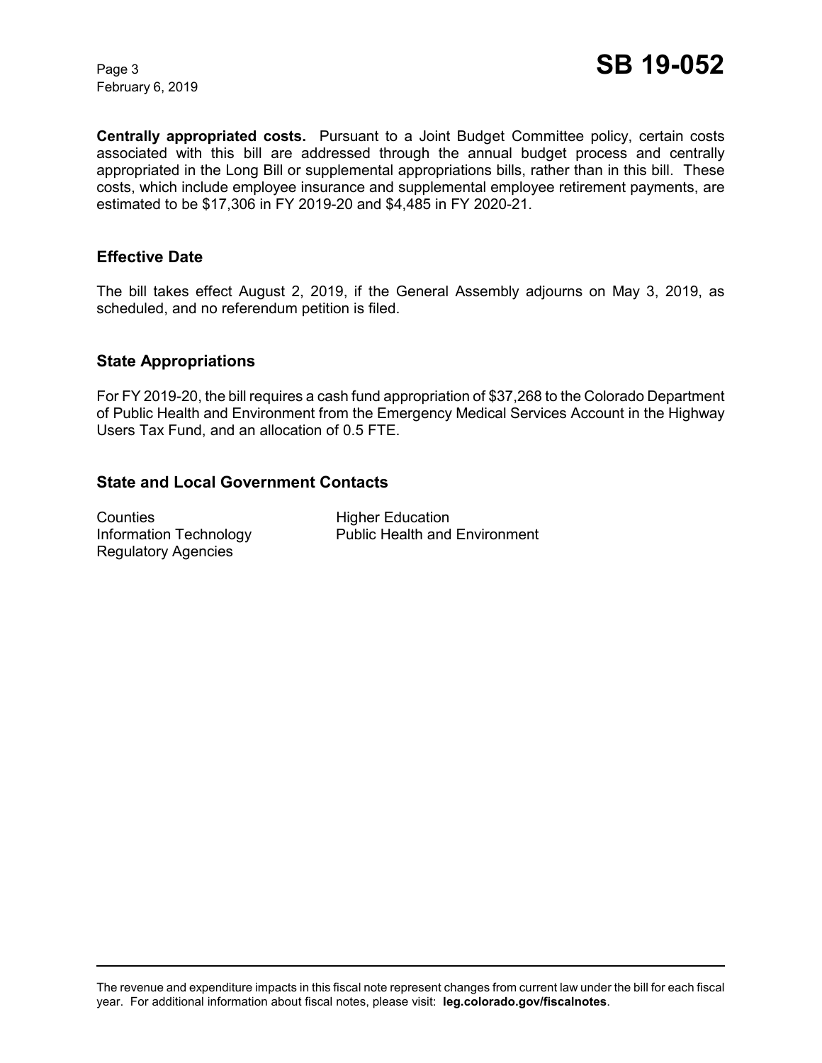**Centrally appropriated costs.** Pursuant to a Joint Budget Committee policy, certain costs associated with this bill are addressed through the annual budget process and centrally appropriated in the Long Bill or supplemental appropriations bills, rather than in this bill. These costs, which include employee insurance and supplemental employee retirement payments, are estimated to be $17,306 in FY 2019-20 and $4,485 in FY 2020-21.

## Effective Date

The bill takes effect August 2, 2019, if the General Assembly adjourns on May 3, 2019, as scheduled, and no referendum petition is filed.

## State Appropriations

For FY 2019-20, the bill requires a cash fund appropriation of $37,268 to the Colorado Department of Public Health and Environment from the Emergency Medical Services Account in the Highway Users Tax Fund, and an allocation of 0.5 FTE.

## State and Local Government Contacts

Counties
Higher Education
Information Technology
Public Health and Environment
Regulatory Agencies

The revenue and expenditure impacts in this fiscal note represent changes from current law under the bill for each fiscal year. For additional information about fiscal notes, please visit: **leg.colorado.gov/fiscalnotes**.